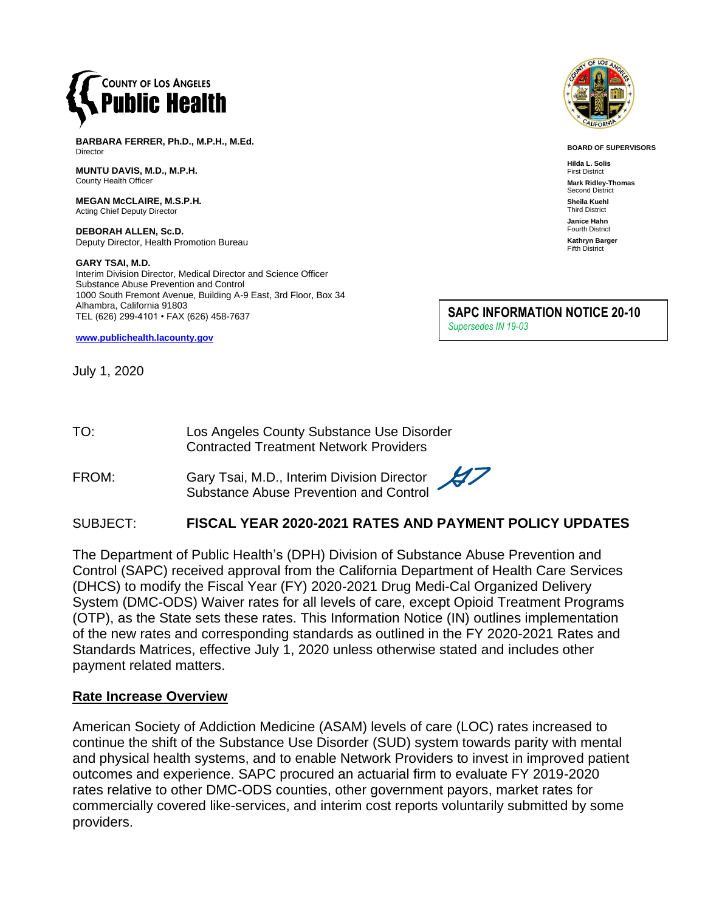**COUNTY OF LOS ANGELES**
**Public Health**

**BARBARA FERRER, Ph.D., M.P.H., M.Ed.**
Director

**MUNTU DAVIS, M.D., M.P.H.**
County Health Officer

**MEGAN McCLAIRE, M.S.P.H.**
Acting Chief Deputy Director

**DEBORAH ALLEN, Sc.D.**
Deputy Director, Health Promotion Bureau

**GARY TSAI, M.D.**
Interim Division Director, Medical Director and Science Officer
Substance Abuse Prevention and Control
1000 South Fremont Avenue, Building A-9 East, 3rd Floor, Box 34
Alhambra, California 91803
TEL (626) 299-4101 • FAX (626) 458-7637

**www.publichealth.lacounty.gov**

**BOARD OF SUPERVISORS**

**Hilda L. Solis**
First District

**Mark Ridley-Thomas**
Second District

**Sheila Kuehl**
Third District

**Janice Hahn**
Fourth District

**Kathryn Barger**
Fifth District

**SAPC INFORMATION NOTICE 20-10**
*Supersedes IN 19-03*

July 1, 2020

TO: Los Angeles County Substance Use Disorder Contracted Treatment Network Providers

FROM: Gary Tsai, M.D., Interim Division Director, Substance Abuse Prevention and Control

SUBJECT: **FISCAL YEAR 2020-2021 RATES AND PAYMENT POLICY UPDATES**

The Department of Public Health's (DPH) Division of Substance Abuse Prevention and Control (SAPC) received approval from the California Department of Health Care Services (DHCS) to modify the Fiscal Year (FY) 2020-2021 Drug Medi-Cal Organized Delivery System (DMC-ODS) Waiver rates for all levels of care, except Opioid Treatment Programs (OTP), as the State sets these rates. This Information Notice (IN) outlines implementation of the new rates and corresponding standards as outlined in the FY 2020-2021 Rates and Standards Matrices, effective July 1, 2020 unless otherwise stated and includes other payment related matters.

## Rate Increase Overview

American Society of Addiction Medicine (ASAM) levels of care (LOC) rates increased to continue the shift of the Substance Use Disorder (SUD) system towards parity with mental and physical health systems, and to enable Network Providers to invest in improved patient outcomes and experience. SAPC procured an actuarial firm to evaluate FY 2019-2020 rates relative to other DMC-ODS counties, other government payors, market rates for commercially covered like-services, and interim cost reports voluntarily submitted by some providers.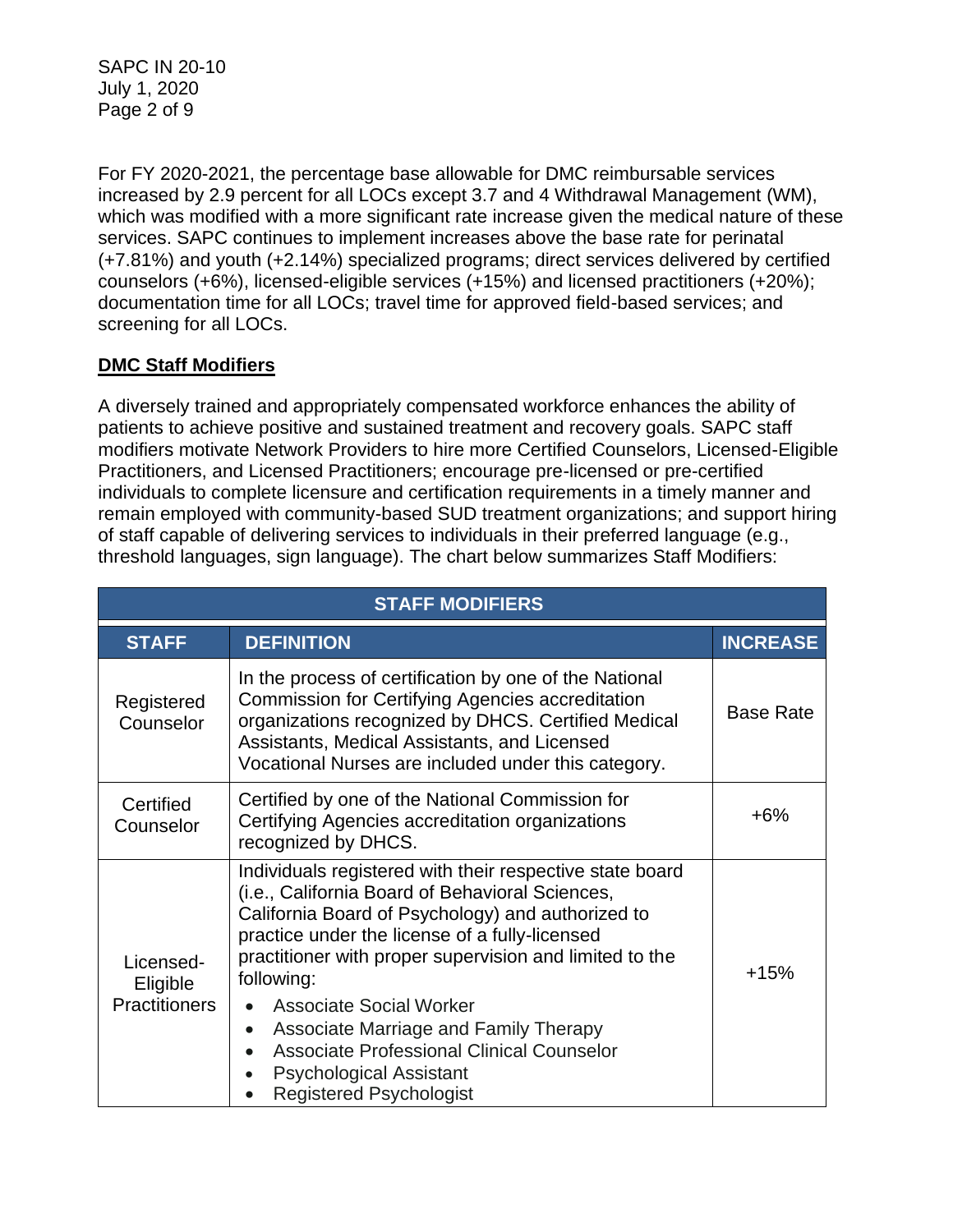For FY 2020-2021, the percentage base allowable for DMC reimbursable services increased by 2.9 percent for all LOCs except 3.7 and 4 Withdrawal Management (WM), which was modified with a more significant rate increase given the medical nature of these services. SAPC continues to implement increases above the base rate for perinatal (+7.81%) and youth (+2.14%) specialized programs; direct services delivered by certified counselors (+6%), licensed-eligible services (+15%) and licensed practitioners (+20%); documentation time for all LOCs; travel time for approved field-based services; and screening for all LOCs.

**DMC Staff Modifiers**

A diversely trained and appropriately compensated workforce enhances the ability of patients to achieve positive and sustained treatment and recovery goals. SAPC staff modifiers motivate Network Providers to hire more Certified Counselors, Licensed-Eligible Practitioners, and Licensed Practitioners; encourage pre-licensed or pre-certified individuals to complete licensure and certification requirements in a timely manner and remain employed with community-based SUD treatment organizations; and support hiring of staff capable of delivering services to individuals in their preferred language (e.g., threshold languages, sign language). The chart below summarizes Staff Modifiers:

| STAFF MODIFIERS | | |
|---|---|---|
| **STAFF** | **DEFINITION** | **INCREASE** |
| Registered Counselor | In the process of certification by one of the National Commission for Certifying Agencies accreditation organizations recognized by DHCS. Certified Medical Assistants, Medical Assistants, and Licensed Vocational Nurses are included under this category. | Base Rate |
| Certified Counselor | Certified by one of the National Commission for Certifying Agencies accreditation organizations recognized by DHCS. | +6% |
| Licensed-Eligible Practitioners | Individuals registered with their respective state board (i.e., California Board of Behavioral Sciences, California Board of Psychology) and authorized to practice under the license of a fully-licensed practitioner with proper supervision and limited to the following: <br>• Associate Social Worker <br>• Associate Marriage and Family Therapy <br>• Associate Professional Clinical Counselor <br>• Psychological Assistant <br>• Registered Psychologist | +15% |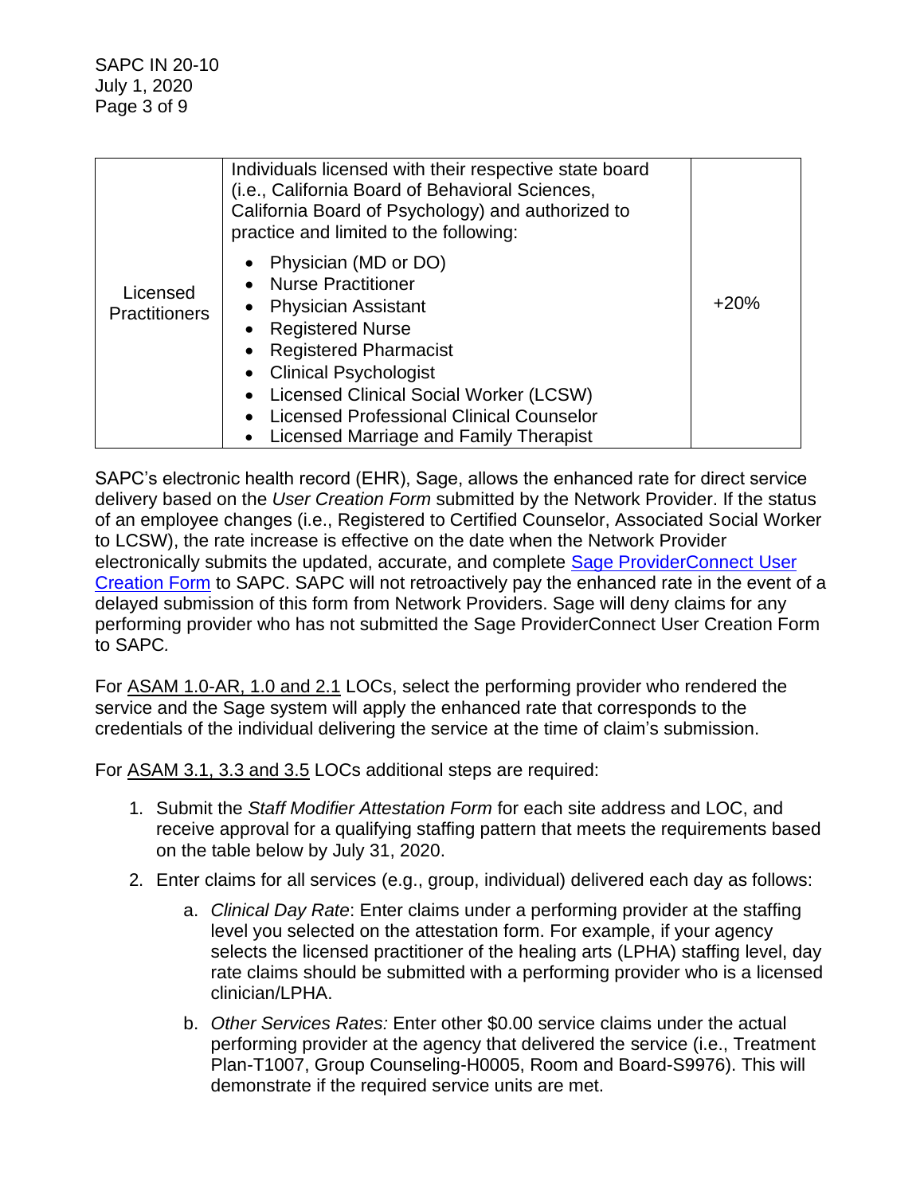| | | |
|---|---|---|
| Licensed Practitioners | Individuals licensed with their respective state board (i.e., California Board of Behavioral Sciences, California Board of Psychology) and authorized to practice and limited to the following:<br>• Physician (MD or DO)<br>• Nurse Practitioner<br>• Physician Assistant<br>• Registered Nurse<br>• Registered Pharmacist<br>• Clinical Psychologist<br>• Licensed Clinical Social Worker (LCSW)<br>• Licensed Professional Clinical Counselor<br>• Licensed Marriage and Family Therapist | +20% |

SAPC's electronic health record (EHR), Sage, allows the enhanced rate for direct service delivery based on the *User Creation Form* submitted by the Network Provider. If the status of an employee changes (i.e., Registered to Certified Counselor, Associated Social Worker to LCSW), the rate increase is effective on the date when the Network Provider electronically submits the updated, accurate, and complete Sage ProviderConnect User Creation Form to SAPC. SAPC will not retroactively pay the enhanced rate in the event of a delayed submission of this form from Network Providers. Sage will deny claims for any performing provider who has not submitted the Sage ProviderConnect User Creation Form to SAPC*.*

For ASAM 1.0-AR, 1.0 and 2.1 LOCs, select the performing provider who rendered the service and the Sage system will apply the enhanced rate that corresponds to the credentials of the individual delivering the service at the time of claim's submission.

For ASAM 3.1, 3.3 and 3.5 LOCs additional steps are required:

1. Submit the *Staff Modifier Attestation Form* for each site address and LOC, and receive approval for a qualifying staffing pattern that meets the requirements based on the table below by July 31, 2020.
2. Enter claims for all services (e.g., group, individual) delivered each day as follows:
    a. *Clinical Day Rate*: Enter claims under a performing provider at the staffing level you selected on the attestation form. For example, if your agency selects the licensed practitioner of the healing arts (LPHA) staffing level, day rate claims should be submitted with a performing provider who is a licensed clinician/LPHA.
    b. *Other Services Rates:* Enter other $0.00 service claims under the actual performing provider at the agency that delivered the service (i.e., Treatment Plan-T1007, Group Counseling-H0005, Room and Board-S9976). This will demonstrate if the required service units are met.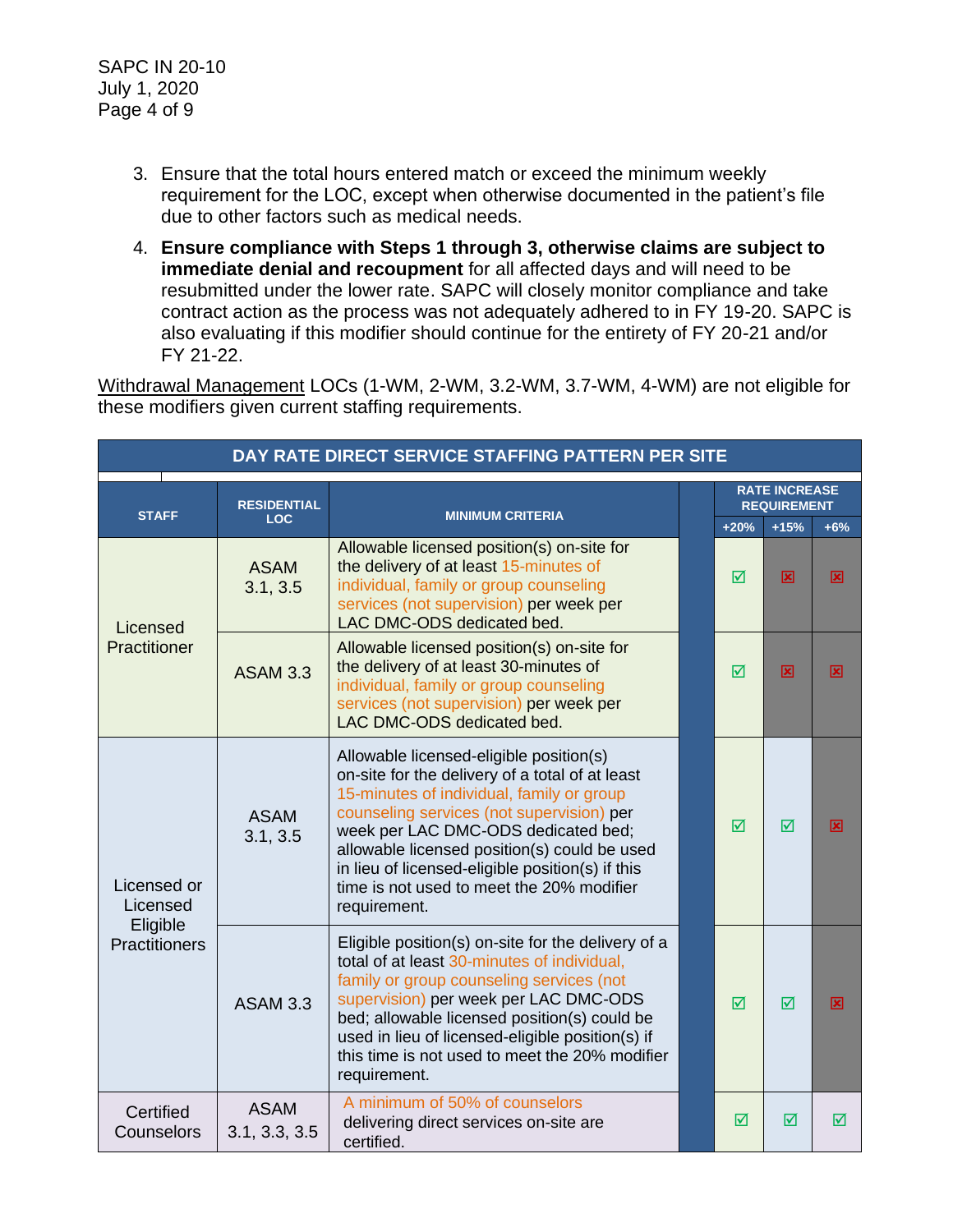3. Ensure that the total hours entered match or exceed the minimum weekly requirement for the LOC, except when otherwise documented in the patient's file due to other factors such as medical needs.

4. **Ensure compliance with Steps 1 through 3, otherwise claims are subject to immediate denial and recoupment** for all affected days and will need to be resubmitted under the lower rate. SAPC will closely monitor compliance and take contract action as the process was not adequately adhered to in FY 19-20. SAPC is also evaluating if this modifier should continue for the entirety of FY 20-21 and/or FY 21-22.

Withdrawal Management LOCs (1-WM, 2-WM, 3.2-WM, 3.7-WM, 4-WM) are not eligible for these modifiers given current staffing requirements.

**DAY RATE DIRECT SERVICE STAFFING PATTERN PER SITE**

| STAFF | RESIDENTIAL LOC | MINIMUM CRITERIA | RATE INCREASE REQUIREMENT +20% | +15% | +6% |
|---|---|---|---|---|---|
| Licensed Practitioner | ASAM 3.1, 3.5 | Allowable licensed position(s) on-site for the delivery of at least 15-minutes of individual, family or group counseling services (not supervision) per week per LAC DMC-ODS dedicated bed. | ☑ | ☒ | ☒ |
| Licensed Practitioner | ASAM 3.3 | Allowable licensed position(s) on-site for the delivery of at least 30-minutes of individual, family or group counseling services (not supervision) per week per LAC DMC-ODS dedicated bed. | ☑ | ☒ | ☒ |
| Licensed or Licensed Eligible Practitioners | ASAM 3.1, 3.5 | Allowable licensed-eligible position(s) on-site for the delivery of a total of at least 15-minutes of individual, family or group counseling services (not supervision) per week per LAC DMC-ODS dedicated bed; allowable licensed position(s) could be used in lieu of licensed-eligible position(s) if this time is not used to meet the 20% modifier requirement. | ☑ | ☑ | ☒ |
| Licensed or Licensed Eligible Practitioners | ASAM 3.3 | Eligible position(s) on-site for the delivery of a total of at least 30-minutes of individual, family or group counseling services (not supervision) per week per LAC DMC-ODS bed; allowable licensed position(s) could be used in lieu of licensed-eligible position(s) if this time is not used to meet the 20% modifier requirement. | ☑ | ☑ | ☒ |
| Certified Counselors | ASAM 3.1, 3.3, 3.5 | A minimum of 50% of counselors delivering direct services on-site are certified. | ☑ | ☑ | ☑ |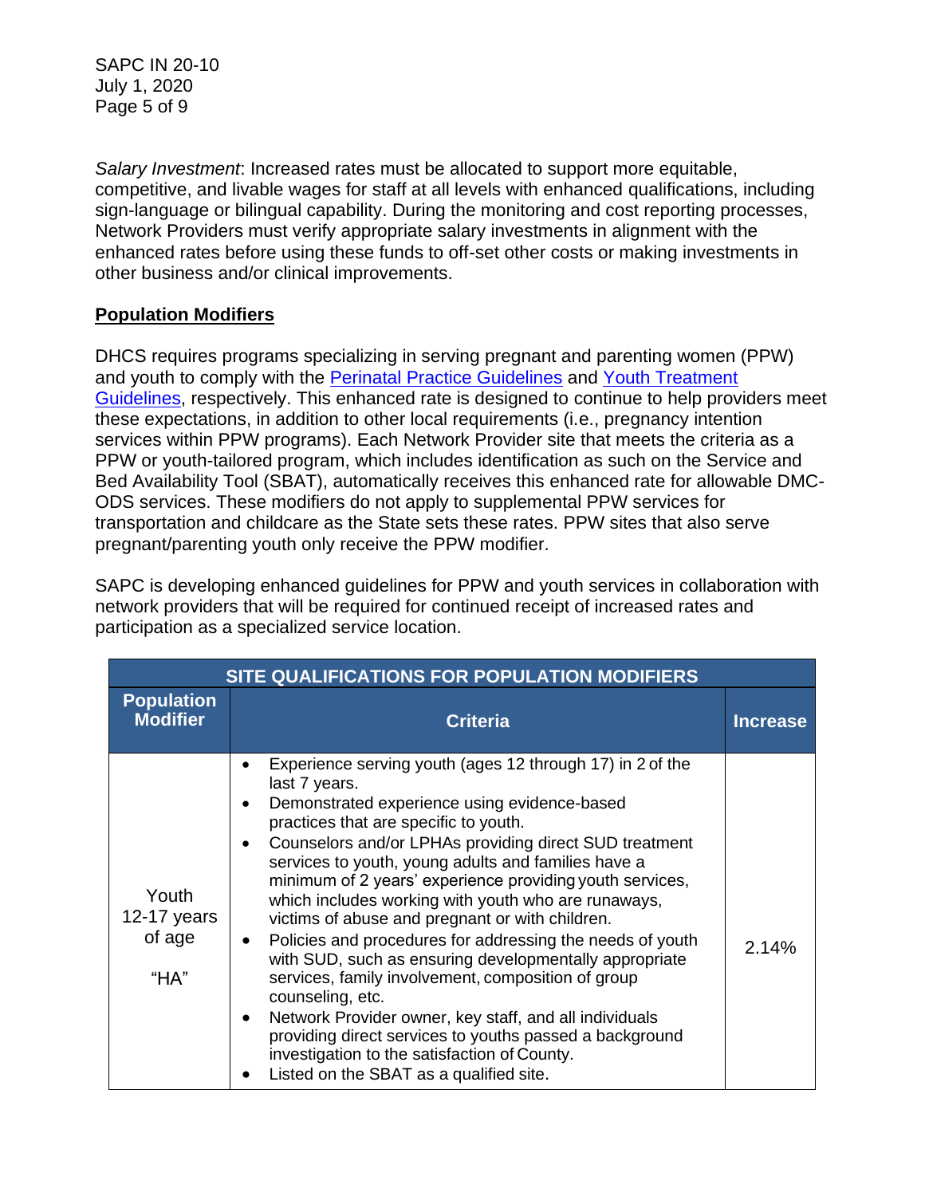*Salary Investment*: Increased rates must be allocated to support more equitable, competitive, and livable wages for staff at all levels with enhanced qualifications, including sign-language or bilingual capability. During the monitoring and cost reporting processes, Network Providers must verify appropriate salary investments in alignment with the enhanced rates before using these funds to off-set other costs or making investments in other business and/or clinical improvements.

## Population Modifiers

DHCS requires programs specializing in serving pregnant and parenting women (PPW) and youth to comply with the Perinatal Practice Guidelines and Youth Treatment Guidelines, respectively. This enhanced rate is designed to continue to help providers meet these expectations, in addition to other local requirements (i.e., pregnancy intention services within PPW programs). Each Network Provider site that meets the criteria as a PPW or youth-tailored program, which includes identification as such on the Service and Bed Availability Tool (SBAT), automatically receives this enhanced rate for allowable DMC-ODS services. These modifiers do not apply to supplemental PPW services for transportation and childcare as the State sets these rates. PPW sites that also serve pregnant/parenting youth only receive the PPW modifier.

SAPC is developing enhanced guidelines for PPW and youth services in collaboration with network providers that will be required for continued receipt of increased rates and participation as a specialized service location.

| SITE QUALIFICATIONS FOR POPULATION MODIFIERS | | |
|---|---|---|
| **Population Modifier** | **Criteria** | **Increase** |
| Youth 12-17 years of age<br><br>"HA" | • Experience serving youth (ages 12 through 17) in 2 of the last 7 years.<br>• Demonstrated experience using evidence-based practices that are specific to youth.<br>• Counselors and/or LPHAs providing direct SUD treatment services to youth, young adults and families have a minimum of 2 years' experience providing youth services, which includes working with youth who are runaways, victims of abuse and pregnant or with children.<br>• Policies and procedures for addressing the needs of youth with SUD, such as ensuring developmentally appropriate services, family involvement, composition of group counseling, etc.<br>• Network Provider owner, key staff, and all individuals providing direct services to youths passed a background investigation to the satisfaction of County.<br>• Listed on the SBAT as a qualified site. | 2.14% |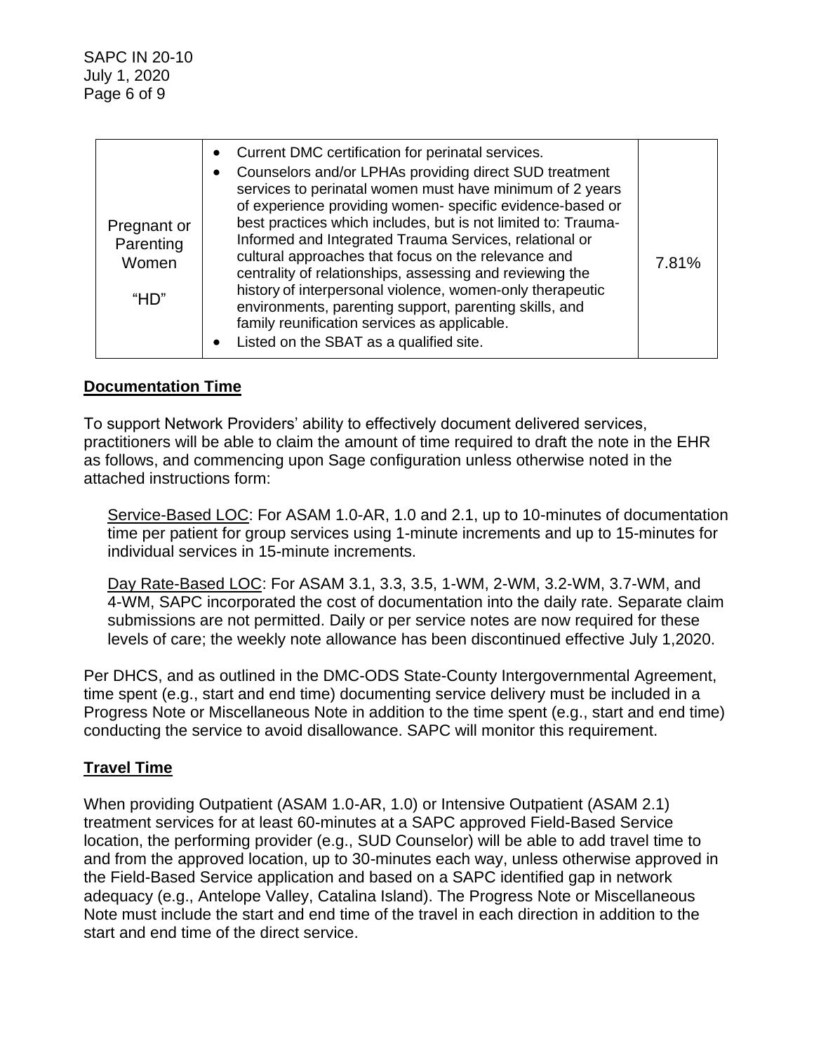| Pregnant or Parenting Women "HD" | • Current DMC certification for perinatal services.<br>• Counselors and/or LPHAs providing direct SUD treatment services to perinatal women must have minimum of 2 years of experience providing women- specific evidence-based or best practices which includes, but is not limited to: Trauma-Informed and Integrated Trauma Services, relational or cultural approaches that focus on the relevance and centrality of relationships, assessing and reviewing the history of interpersonal violence, women-only therapeutic environments, parenting support, parenting skills, and family reunification services as applicable.<br>• Listed on the SBAT as a qualified site. | 7.81% |
|---|---|---|

## **Documentation Time**

To support Network Providers' ability to effectively document delivered services, practitioners will be able to claim the amount of time required to draft the note in the EHR as follows, and commencing upon Sage configuration unless otherwise noted in the attached instructions form:

Service-Based LOC: For ASAM 1.0-AR, 1.0 and 2.1, up to 10-minutes of documentation time per patient for group services using 1-minute increments and up to 15-minutes for individual services in 15-minute increments.

Day Rate-Based LOC: For ASAM 3.1, 3.3, 3.5, 1-WM, 2-WM, 3.2-WM, 3.7-WM, and 4-WM, SAPC incorporated the cost of documentation into the daily rate. Separate claim submissions are not permitted. Daily or per service notes are now required for these levels of care; the weekly note allowance has been discontinued effective July 1,2020.

Per DHCS, and as outlined in the DMC-ODS State-County Intergovernmental Agreement, time spent (e.g., start and end time) documenting service delivery must be included in a Progress Note or Miscellaneous Note in addition to the time spent (e.g., start and end time) conducting the service to avoid disallowance. SAPC will monitor this requirement.

## **Travel Time**

When providing Outpatient (ASAM 1.0-AR, 1.0) or Intensive Outpatient (ASAM 2.1) treatment services for at least 60-minutes at a SAPC approved Field-Based Service location, the performing provider (e.g., SUD Counselor) will be able to add travel time to and from the approved location, up to 30-minutes each way, unless otherwise approved in the Field-Based Service application and based on a SAPC identified gap in network adequacy (e.g., Antelope Valley, Catalina Island). The Progress Note or Miscellaneous Note must include the start and end time of the travel in each direction in addition to the start and end time of the direct service.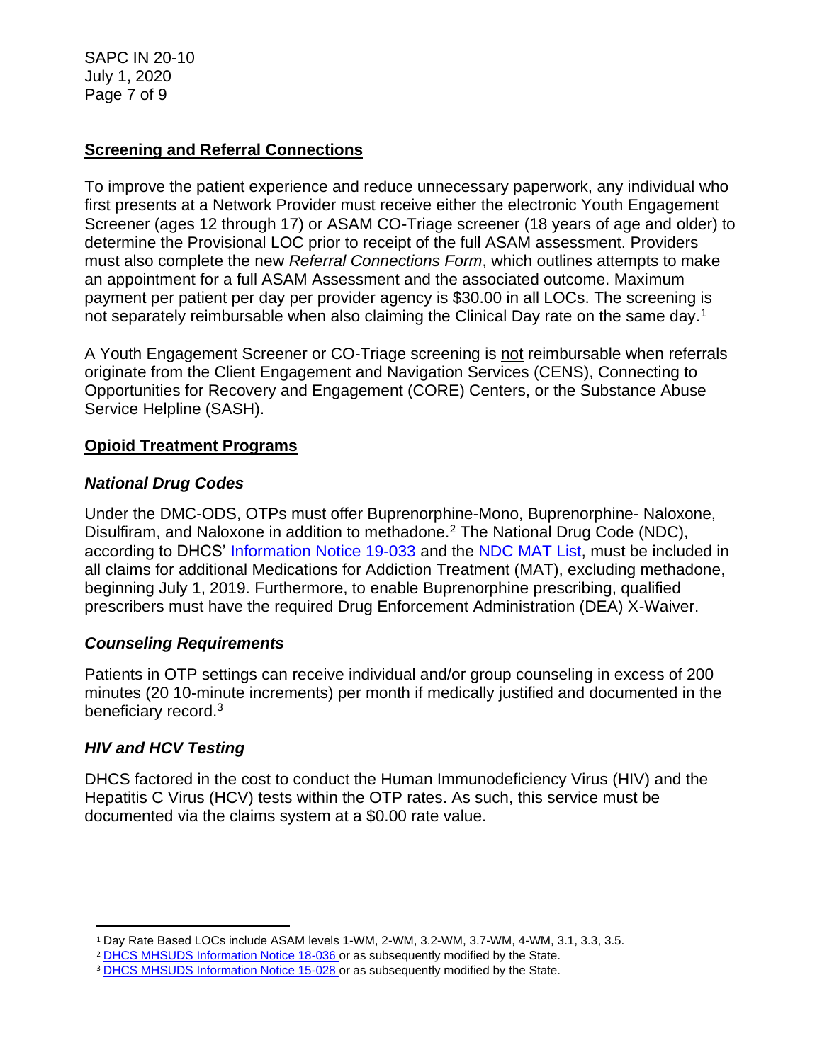## Screening and Referral Connections

To improve the patient experience and reduce unnecessary paperwork, any individual who first presents at a Network Provider must receive either the electronic Youth Engagement Screener (ages 12 through 17) or ASAM CO-Triage screener (18 years of age and older) to determine the Provisional LOC prior to receipt of the full ASAM assessment. Providers must also complete the new *Referral Connections Form*, which outlines attempts to make an appointment for a full ASAM Assessment and the associated outcome. Maximum payment per patient per day per provider agency is $30.00 in all LOCs. The screening is not separately reimbursable when also claiming the Clinical Day rate on the same day.[1]

A Youth Engagement Screener or CO-Triage screening is not reimbursable when referrals originate from the Client Engagement and Navigation Services (CENS), Connecting to Opportunities for Recovery and Engagement (CORE) Centers, or the Substance Abuse Service Helpline (SASH).

## Opioid Treatment Programs

### *National Drug Codes*

Under the DMC-ODS, OTPs must offer Buprenorphine-Mono, Buprenorphine- Naloxone, Disulfiram, and Naloxone in addition to methadone.[2] The National Drug Code (NDC), according to DHCS' Information Notice 19-033 and the NDC MAT List, must be included in all claims for additional Medications for Addiction Treatment (MAT), excluding methadone, beginning July 1, 2019. Furthermore, to enable Buprenorphine prescribing, qualified prescribers must have the required Drug Enforcement Administration (DEA) X-Waiver.

### *Counseling Requirements*

Patients in OTP settings can receive individual and/or group counseling in excess of 200 minutes (20 10-minute increments) per month if medically justified and documented in the beneficiary record.[3]

### *HIV and HCV Testing*

DHCS factored in the cost to conduct the Human Immunodeficiency Virus (HIV) and the Hepatitis C Virus (HCV) tests within the OTP rates. As such, this service must be documented via the claims system at a $0.00 rate value.

---

[1] Day Rate Based LOCs include ASAM levels 1-WM, 2-WM, 3.2-WM, 3.7-WM, 4-WM, 3.1, 3.3, 3.5.

[2] DHCS MHSUDS Information Notice 18-036 or as subsequently modified by the State.

[3] DHCS MHSUDS Information Notice 15-028 or as subsequently modified by the State.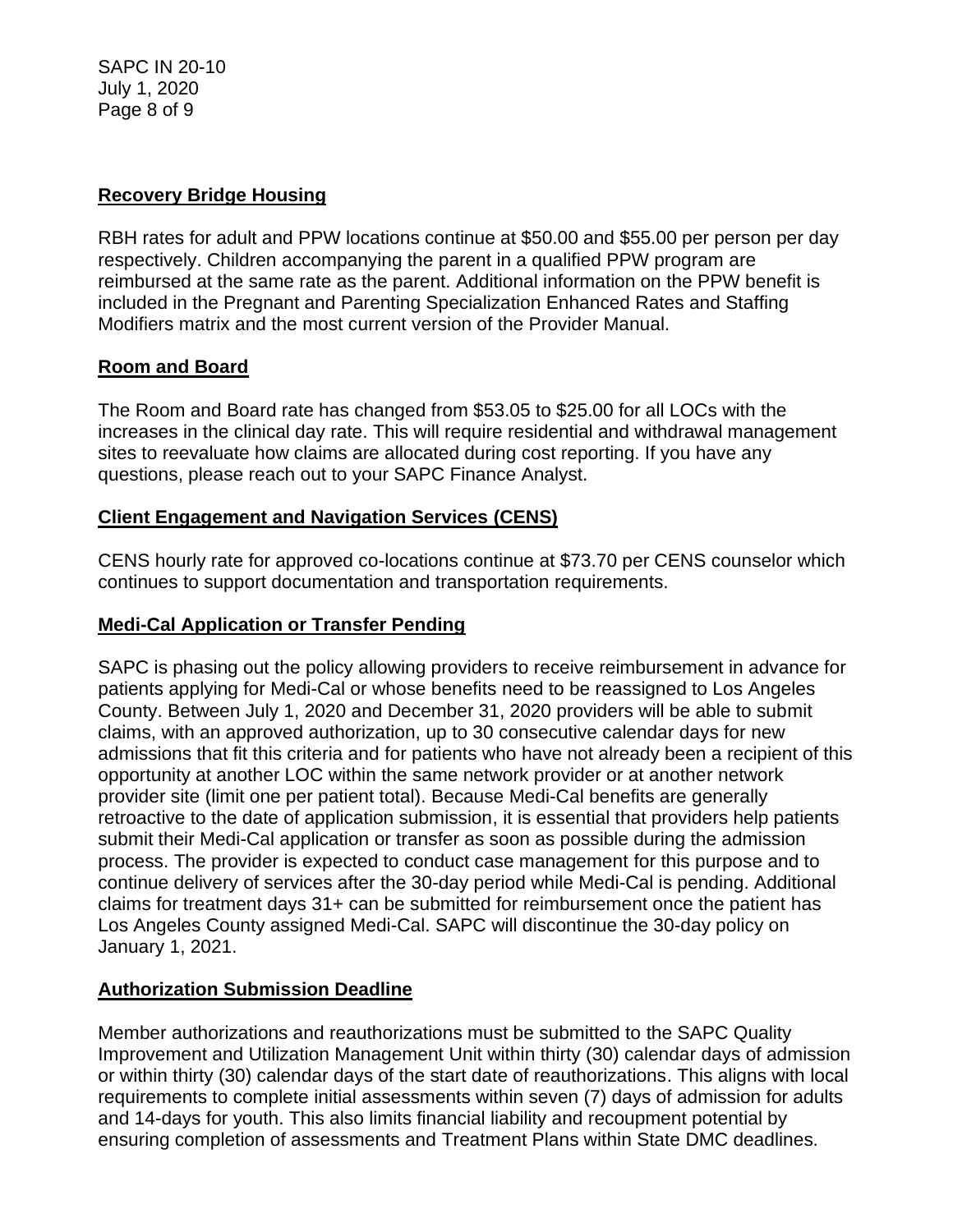## Recovery Bridge Housing

RBH rates for adult and PPW locations continue at $50.00 and $55.00 per person per day respectively. Children accompanying the parent in a qualified PPW program are reimbursed at the same rate as the parent. Additional information on the PPW benefit is included in the Pregnant and Parenting Specialization Enhanced Rates and Staffing Modifiers matrix and the most current version of the Provider Manual.

## Room and Board

The Room and Board rate has changed from $53.05 to $25.00 for all LOCs with the increases in the clinical day rate. This will require residential and withdrawal management sites to reevaluate how claims are allocated during cost reporting. If you have any questions, please reach out to your SAPC Finance Analyst.

## Client Engagement and Navigation Services (CENS)

CENS hourly rate for approved co-locations continue at $73.70 per CENS counselor which continues to support documentation and transportation requirements.

## Medi-Cal Application or Transfer Pending

SAPC is phasing out the policy allowing providers to receive reimbursement in advance for patients applying for Medi-Cal or whose benefits need to be reassigned to Los Angeles County. Between July 1, 2020 and December 31, 2020 providers will be able to submit claims, with an approved authorization, up to 30 consecutive calendar days for new admissions that fit this criteria and for patients who have not already been a recipient of this opportunity at another LOC within the same network provider or at another network provider site (limit one per patient total). Because Medi-Cal benefits are generally retroactive to the date of application submission, it is essential that providers help patients submit their Medi-Cal application or transfer as soon as possible during the admission process. The provider is expected to conduct case management for this purpose and to continue delivery of services after the 30-day period while Medi-Cal is pending. Additional claims for treatment days 31+ can be submitted for reimbursement once the patient has Los Angeles County assigned Medi-Cal. SAPC will discontinue the 30-day policy on January 1, 2021.

## Authorization Submission Deadline

Member authorizations and reauthorizations must be submitted to the SAPC Quality Improvement and Utilization Management Unit within thirty (30) calendar days of admission or within thirty (30) calendar days of the start date of reauthorizations. This aligns with local requirements to complete initial assessments within seven (7) days of admission for adults and 14-days for youth. This also limits financial liability and recoupment potential by ensuring completion of assessments and Treatment Plans within State DMC deadlines.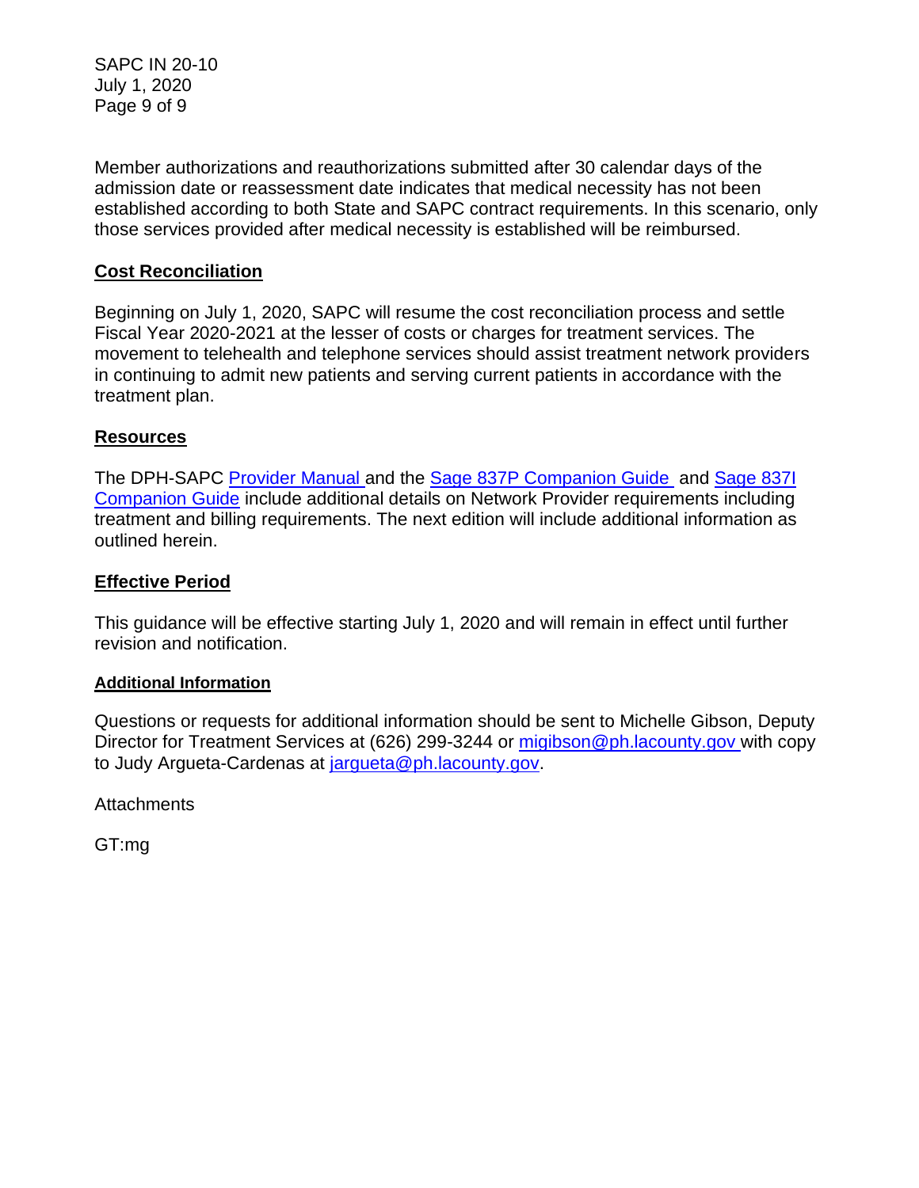Member authorizations and reauthorizations submitted after 30 calendar days of the admission date or reassessment date indicates that medical necessity has not been established according to both State and SAPC contract requirements. In this scenario, only those services provided after medical necessity is established will be reimbursed.

## Cost Reconciliation

Beginning on July 1, 2020, SAPC will resume the cost reconciliation process and settle Fiscal Year 2020-2021 at the lesser of costs or charges for treatment services. The movement to telehealth and telephone services should assist treatment network providers in continuing to admit new patients and serving current patients in accordance with the treatment plan.

## Resources

The DPH-SAPC Provider Manual and the Sage 837P Companion Guide and Sage 837I Companion Guide include additional details on Network Provider requirements including treatment and billing requirements. The next edition will include additional information as outlined herein.

## Effective Period

This guidance will be effective starting July 1, 2020 and will remain in effect until further revision and notification.

### Additional Information

Questions or requests for additional information should be sent to Michelle Gibson, Deputy Director for Treatment Services at (626) 299-3244 or migibson@ph.lacounty.gov with copy to Judy Argueta-Cardenas at jargueta@ph.lacounty.gov.

Attachments

GT:mg